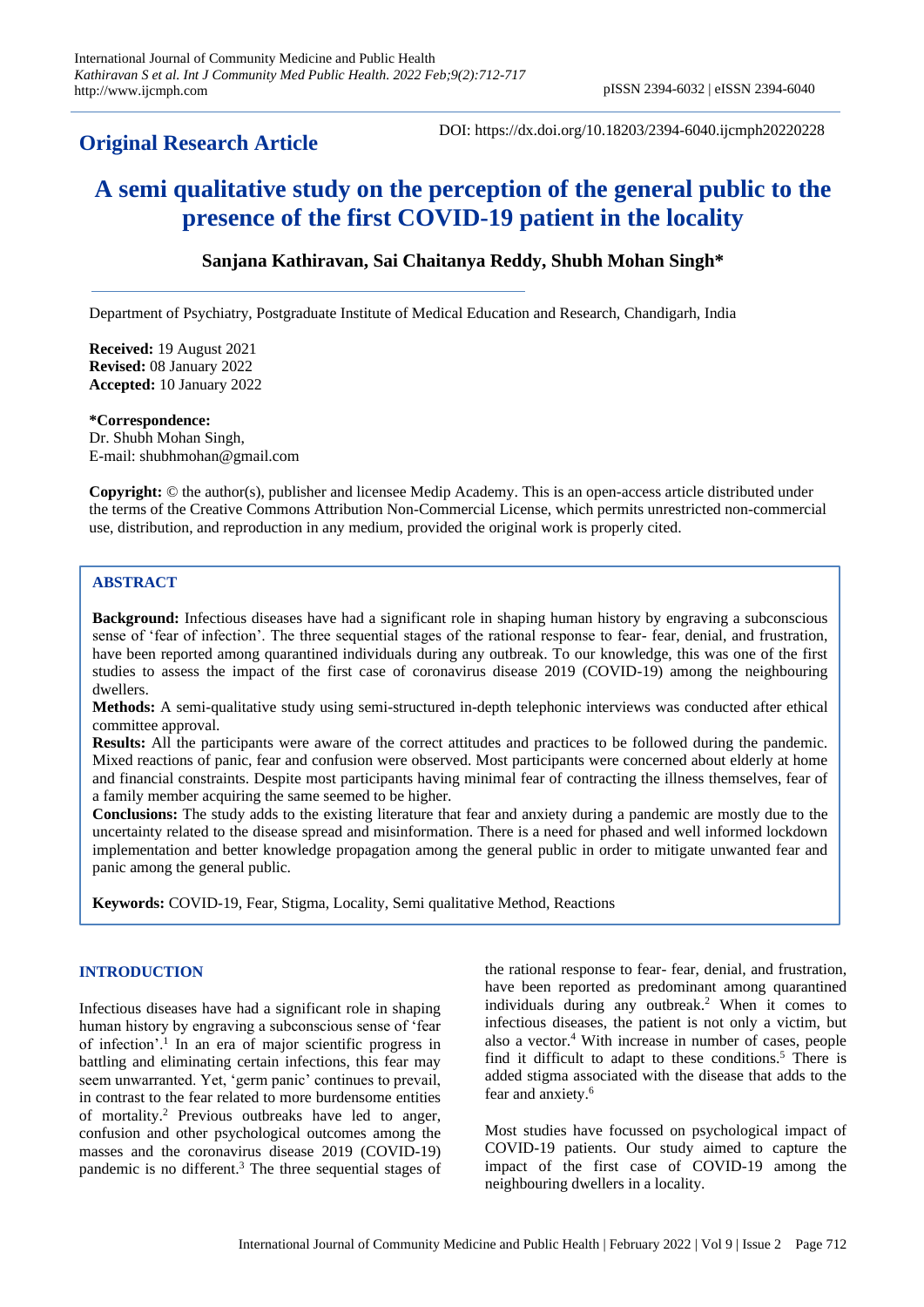**Original Research Article**

DOI: https://dx.doi.org/10.18203/2394-6040.ijcmph20220228

# A semi qualitative study on the perception of the general public to the presence of the first COVID-19 patient in the locality

**Sanjana Kathiravan, Sai Chaitanya Reddy, Shubh Mohan Singh***

Department of Psychiatry, Postgraduate Institute of Medical Education and Research, Chandigarh, India

**Received:** 19 August 2021
**Revised:** 08 January 2022
**Accepted:** 10 January 2022

**\*Correspondence:**
Dr. Shubh Mohan Singh,
E-mail: shubhmohan@gmail.com

**Copyright:** © the author(s), publisher and licensee Medip Academy. This is an open-access article distributed under the terms of the Creative Commons Attribution Non-Commercial License, which permits unrestricted non-commercial use, distribution, and reproduction in any medium, provided the original work is properly cited.

## ABSTRACT

**Background:** Infectious diseases have had a significant role in shaping human history by engraving a subconscious sense of 'fear of infection'. The three sequential stages of the rational response to fear- fear, denial, and frustration, have been reported among quarantined individuals during any outbreak. To our knowledge, this was one of the first studies to assess the impact of the first case of coronavirus disease 2019 (COVID-19) among the neighbouring dwellers.

**Methods:** A semi-qualitative study using semi-structured in-depth telephonic interviews was conducted after ethical committee approval.

**Results:** All the participants were aware of the correct attitudes and practices to be followed during the pandemic. Mixed reactions of panic, fear and confusion were observed. Most participants were concerned about elderly at home and financial constraints. Despite most participants having minimal fear of contracting the illness themselves, fear of a family member acquiring the same seemed to be higher.

**Conclusions:** The study adds to the existing literature that fear and anxiety during a pandemic are mostly due to the uncertainty related to the disease spread and misinformation. There is a need for phased and well informed lockdown implementation and better knowledge propagation among the general public in order to mitigate unwanted fear and panic among the general public.

**Keywords:** COVID-19, Fear, Stigma, Locality, Semi qualitative Method, Reactions

## INTRODUCTION

Infectious diseases have had a significant role in shaping human history by engraving a subconscious sense of 'fear of infection'.[1] In an era of major scientific progress in battling and eliminating certain infections, this fear may seem unwarranted. Yet, 'germ panic' continues to prevail, in contrast to the fear related to more burdensome entities of mortality.[2] Previous outbreaks have led to anger, confusion and other psychological outcomes among the masses and the coronavirus disease 2019 (COVID-19) pandemic is no different.[3] The three sequential stages of the rational response to fear- fear, denial, and frustration, have been reported as predominant among quarantined individuals during any outbreak.[2] When it comes to infectious diseases, the patient is not only a victim, but also a vector.[4] With increase in number of cases, people find it difficult to adapt to these conditions.[5] There is added stigma associated with the disease that adds to the fear and anxiety.[6]

Most studies have focussed on psychological impact of COVID-19 patients. Our study aimed to capture the impact of the first case of COVID-19 among the neighbouring dwellers in a locality.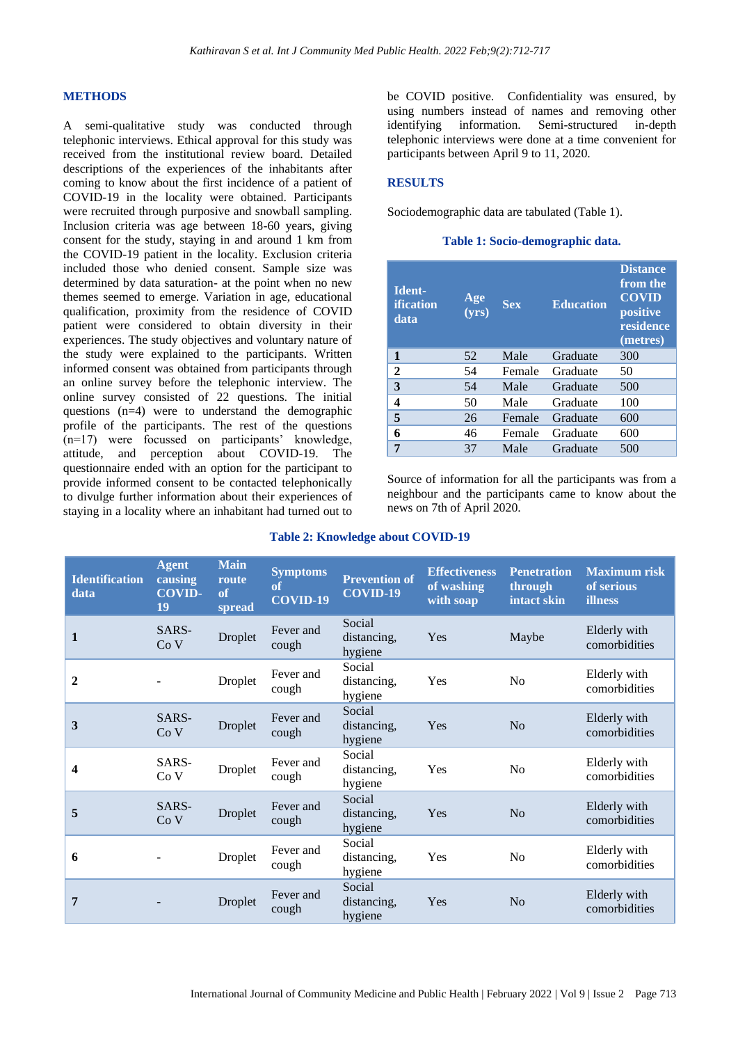## METHODS

A semi-qualitative study was conducted through telephonic interviews. Ethical approval for this study was received from the institutional review board. Detailed descriptions of the experiences of the inhabitants after coming to know about the first incidence of a patient of COVID-19 in the locality were obtained. Participants were recruited through purposive and snowball sampling. Inclusion criteria was age between 18-60 years, giving consent for the study, staying in and around 1 km from the COVID-19 patient in the locality. Exclusion criteria included those who denied consent. Sample size was determined by data saturation- at the point when no new themes seemed to emerge. Variation in age, educational qualification, proximity from the residence of COVID patient were considered to obtain diversity in their experiences. The study objectives and voluntary nature of the study were explained to the participants. Written informed consent was obtained from participants through an online survey before the telephonic interview. The online survey consisted of 22 questions. The initial questions (n=4) were to understand the demographic profile of the participants. The rest of the questions (n=17) were focussed on participants' knowledge, attitude, and perception about COVID-19. The questionnaire ended with an option for the participant to provide informed consent to be contacted telephonically to divulge further information about their experiences of staying in a locality where an inhabitant had turned out to be COVID positive. Confidentiality was ensured, by using numbers instead of names and removing other identifying information. Semi-structured in-depth telephonic interviews were done at a time convenient for participants between April 9 to 11, 2020.

## RESULTS

Sociodemographic data are tabulated (Table 1).

**Table 1: Socio-demographic data.**

| Identification data | Age (yrs) | Sex | Education | Distance from the COVID positive residence (metres) |
|---|---|---|---|---|
| **1** | 52 | Male | Graduate | 300 |
| **2** | 54 | Female | Graduate | 50 |
| **3** | 54 | Male | Graduate | 500 |
| **4** | 50 | Male | Graduate | 100 |
| **5** | 26 | Female | Graduate | 600 |
| **6** | 46 | Female | Graduate | 600 |
| **7** | 37 | Male | Graduate | 500 |

Source of information for all the participants was from a neighbour and the participants came to know about the news on 7th of April 2020.

**Table 2: Knowledge about COVID-19**

| Identification data | Agent causing COVID-19 | Main route of spread | Symptoms of COVID-19 | Prevention of COVID-19 | Effectiveness of washing with soap | Penetration through intact skin | Maximum risk of serious illness |
|---|---|---|---|---|---|---|---|
| **1** | SARS-Co V | Droplet | Fever and cough | Social distancing, hygiene | Yes | Maybe | Elderly with comorbidities |
| **2** | - | Droplet | Fever and cough | Social distancing, hygiene | Yes | No | Elderly with comorbidities |
| **3** | SARS-Co V | Droplet | Fever and cough | Social distancing, hygiene | Yes | No | Elderly with comorbidities |
| **4** | SARS-Co V | Droplet | Fever and cough | Social distancing, hygiene | Yes | No | Elderly with comorbidities |
| **5** | SARS-Co V | Droplet | Fever and cough | Social distancing, hygiene | Yes | No | Elderly with comorbidities |
| **6** | - | Droplet | Fever and cough | Social distancing, hygiene | Yes | No | Elderly with comorbidities |
| **7** | - | Droplet | Fever and cough | Social distancing, hygiene | Yes | No | Elderly with comorbidities |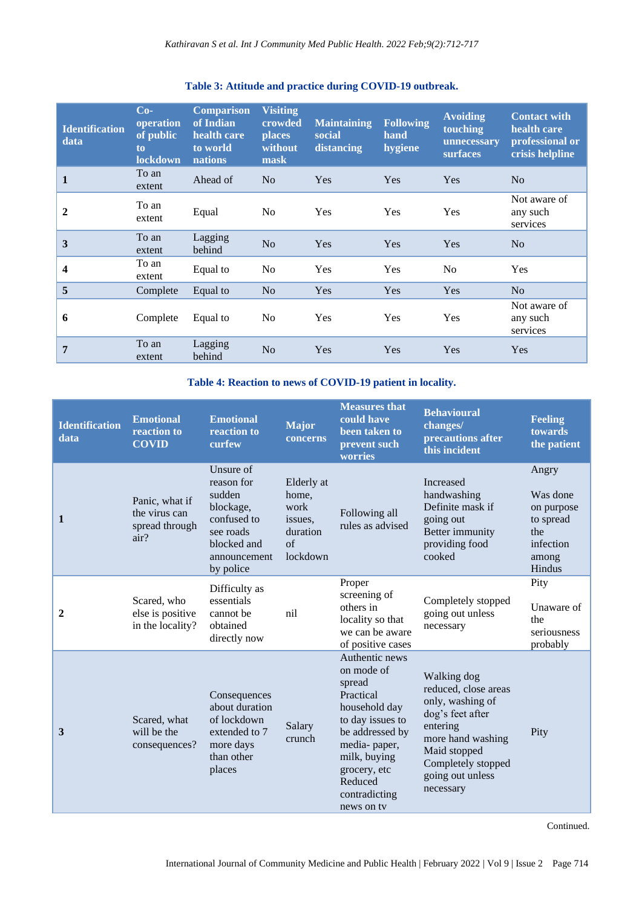**Table 3: Attitude and practice during COVID-19 outbreak.**

| Identification data | Co-operation of public to lockdown | Comparison of Indian health care to world nations | Visiting crowded places without mask | Maintaining social distancing | Following hand hygiene | Avoiding touching unnecessary surfaces | Contact with health care professional or crisis helpline |
|---|---|---|---|---|---|---|---|
| **1** | To an extent | Ahead of | No | Yes | Yes | Yes | No |
| **2** | To an extent | Equal | No | Yes | Yes | Yes | Not aware of any such services |
| **3** | To an extent | Lagging behind | No | Yes | Yes | Yes | No |
| **4** | To an extent | Equal to | No | Yes | Yes | No | Yes |
| **5** | Complete | Equal to | No | Yes | Yes | Yes | No |
| **6** | Complete | Equal to | No | Yes | Yes | Yes | Not aware of any such services |
| **7** | To an extent | Lagging behind | No | Yes | Yes | Yes | Yes |

**Table 4: Reaction to news of COVID-19 patient in locality.**

| Identification data | Emotional reaction to COVID | Emotional reaction to curfew | Major concerns | Measures that could have been taken to prevent such worries | Behavioural changes/ precautions after this incident | Feeling towards the patient |
|---|---|---|---|---|---|---|
| **1** | Panic, what if the virus can spread through air? | Unsure of reason for sudden blockage, confused to see roads blocked and announcement by police | Elderly at home, work issues, duration of lockdown | Following all rules as advised | Increased handwashing<br>Definite mask if going out<br>Better immunity providing food cooked | Angry<br><br>Was done on purpose to spread the infection among Hindus |
| **2** | Scared, who else is positive in the locality? | Difficulty as essentials cannot be obtained directly now | nil | Proper screening of others in locality so that we can be aware of positive cases | Completely stopped going out unless necessary | Pity<br><br>Unaware of the seriousness probably |
| **3** | Scared, what will be the consequences? | Consequences about duration of lockdown extended to 7 more days than other places | Salary crunch | Authentic news on mode of spread<br>Practical household day to day issues to be addressed by media- paper, milk, buying grocery, etc<br>Reduced contradicting news on tv | Walking dog reduced, close areas only, washing of dog's feet after entering<br>more hand washing<br>Maid stopped<br>Completely stopped going out unless necessary | Pity |

Continued.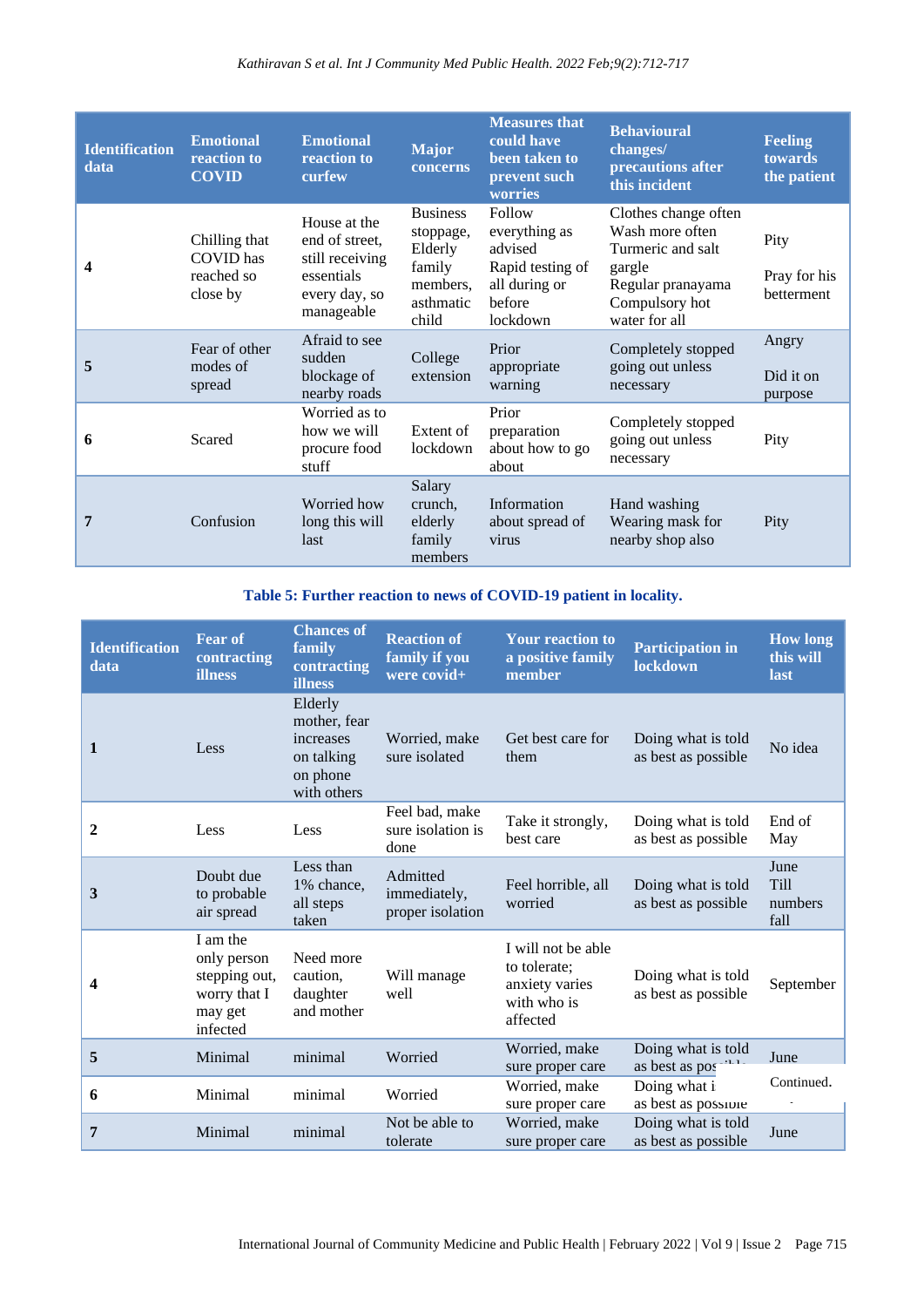| Identification data | Emotional reaction to COVID | Emotional reaction to curfew | Major concerns | Measures that could have been taken to prevent such worries | Behavioural changes/ precautions after this incident | Feeling towards the patient |
|---|---|---|---|---|---|---|
| 4 | Chilling that COVID has reached so close by | House at the end of street, still receiving essentials every day, so manageable | Business stoppage, Elderly family members, asthmatic child | Follow everything as advised Rapid testing of all during or before lockdown | Clothes change often Wash more often Turmeric and salt gargle Regular pranayama Compulsory hot water for all | Pity Pray for his betterment |
| 5 | Fear of other modes of spread | Afraid to see sudden blockage of nearby roads | College extension | Prior appropriate warning | Completely stopped going out unless necessary | Angry Did it on purpose |
| 6 | Scared | Worried as to how we will procure food stuff | Extent of lockdown | Prior preparation about how to go about | Completely stopped going out unless necessary | Pity |
| 7 | Confusion | Worried how long this will last | Salary crunch, elderly family members | Information about spread of virus | Hand washing Wearing mask for nearby shop also | Pity |

**Table 5: Further reaction to news of COVID-19 patient in locality.**

| Identification data | Fear of contracting illness | Chances of family contracting illness | Reaction of family if you were covid+ | Your reaction to a positive family member | Participation in lockdown | How long this will last |
|---|---|---|---|---|---|---|
| 1 | Less | Elderly mother, fear increases on talking on phone with others | Worried, make sure isolated | Get best care for them | Doing what is told as best as possible | No idea |
| 2 | Less | Less | Feel bad, make sure isolation is done | Take it strongly, best care | Doing what is told as best as possible | End of May |
| 3 | Doubt due to probable air spread | Less than 1% chance, all steps taken | Admitted immediately, proper isolation | Feel horrible, all worried | Doing what is told as best as possible | June Till numbers fall |
| 4 | I am the only person stepping out, worry that I may get infected | Need more caution, daughter and mother | Will manage well | I will not be able to tolerate; anxiety varies with who is affected | Doing what is told as best as possible | September |
| 5 | Minimal | minimal | Worried | Worried, make sure proper care | Doing what is told as best as possible | June |
| 6 | Minimal | minimal | Worried | Worried, make sure proper care | Doing what is told as best as possible | |
| 7 | Minimal | minimal | Not be able to tolerate | Worried, make sure proper care | Doing what is told as best as possible | June |

Continued.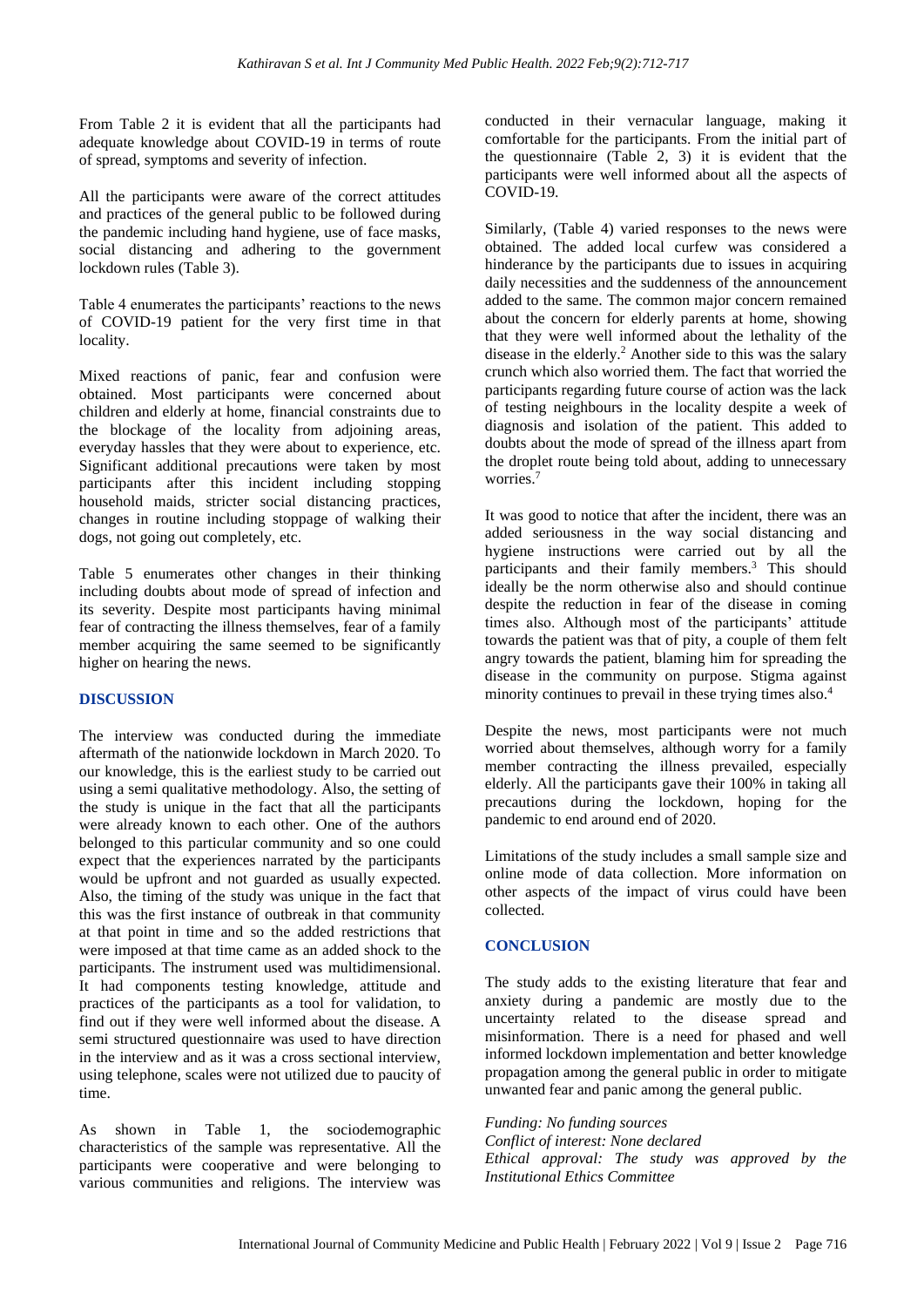From Table 2 it is evident that all the participants had adequate knowledge about COVID-19 in terms of route of spread, symptoms and severity of infection.

All the participants were aware of the correct attitudes and practices of the general public to be followed during the pandemic including hand hygiene, use of face masks, social distancing and adhering to the government lockdown rules (Table 3).

Table 4 enumerates the participants' reactions to the news of COVID-19 patient for the very first time in that locality.

Mixed reactions of panic, fear and confusion were obtained. Most participants were concerned about children and elderly at home, financial constraints due to the blockage of the locality from adjoining areas, everyday hassles that they were about to experience, etc. Significant additional precautions were taken by most participants after this incident including stopping household maids, stricter social distancing practices, changes in routine including stoppage of walking their dogs, not going out completely, etc.

Table 5 enumerates other changes in their thinking including doubts about mode of spread of infection and its severity. Despite most participants having minimal fear of contracting the illness themselves, fear of a family member acquiring the same seemed to be significantly higher on hearing the news.

## DISCUSSION

The interview was conducted during the immediate aftermath of the nationwide lockdown in March 2020. To our knowledge, this is the earliest study to be carried out using a semi qualitative methodology. Also, the setting of the study is unique in the fact that all the participants were already known to each other. One of the authors belonged to this particular community and so one could expect that the experiences narrated by the participants would be upfront and not guarded as usually expected. Also, the timing of the study was unique in the fact that this was the first instance of outbreak in that community at that point in time and so the added restrictions that were imposed at that time came as an added shock to the participants. The instrument used was multidimensional. It had components testing knowledge, attitude and practices of the participants as a tool for validation, to find out if they were well informed about the disease. A semi structured questionnaire was used to have direction in the interview and as it was a cross sectional interview, using telephone, scales were not utilized due to paucity of time.

As shown in Table 1, the sociodemographic characteristics of the sample was representative. All the participants were cooperative and were belonging to various communities and religions. The interview was conducted in their vernacular language, making it comfortable for the participants. From the initial part of the questionnaire (Table 2, 3) it is evident that the participants were well informed about all the aspects of COVID-19.

Similarly, (Table 4) varied responses to the news were obtained. The added local curfew was considered a hinderance by the participants due to issues in acquiring daily necessities and the suddenness of the announcement added to the same. The common major concern remained about the concern for elderly parents at home, showing that they were well informed about the lethality of the disease in the elderly.[2] Another side to this was the salary crunch which also worried them. The fact that worried the participants regarding future course of action was the lack of testing neighbours in the locality despite a week of diagnosis and isolation of the patient. This added to doubts about the mode of spread of the illness apart from the droplet route being told about, adding to unnecessary worries.[7]

It was good to notice that after the incident, there was an added seriousness in the way social distancing and hygiene instructions were carried out by all the participants and their family members.[3] This should ideally be the norm otherwise also and should continue despite the reduction in fear of the disease in coming times also. Although most of the participants' attitude towards the patient was that of pity, a couple of them felt angry towards the patient, blaming him for spreading the disease in the community on purpose. Stigma against minority continues to prevail in these trying times also.[4]

Despite the news, most participants were not much worried about themselves, although worry for a family member contracting the illness prevailed, especially elderly. All the participants gave their 100% in taking all precautions during the lockdown, hoping for the pandemic to end around end of 2020.

Limitations of the study includes a small sample size and online mode of data collection. More information on other aspects of the impact of virus could have been collected.

## CONCLUSION

The study adds to the existing literature that fear and anxiety during a pandemic are mostly due to the uncertainty related to the disease spread and misinformation. There is a need for phased and well informed lockdown implementation and better knowledge propagation among the general public in order to mitigate unwanted fear and panic among the general public.

*Funding: No funding sources*
*Conflict of interest: None declared*
*Ethical approval: The study was approved by the Institutional Ethics Committee*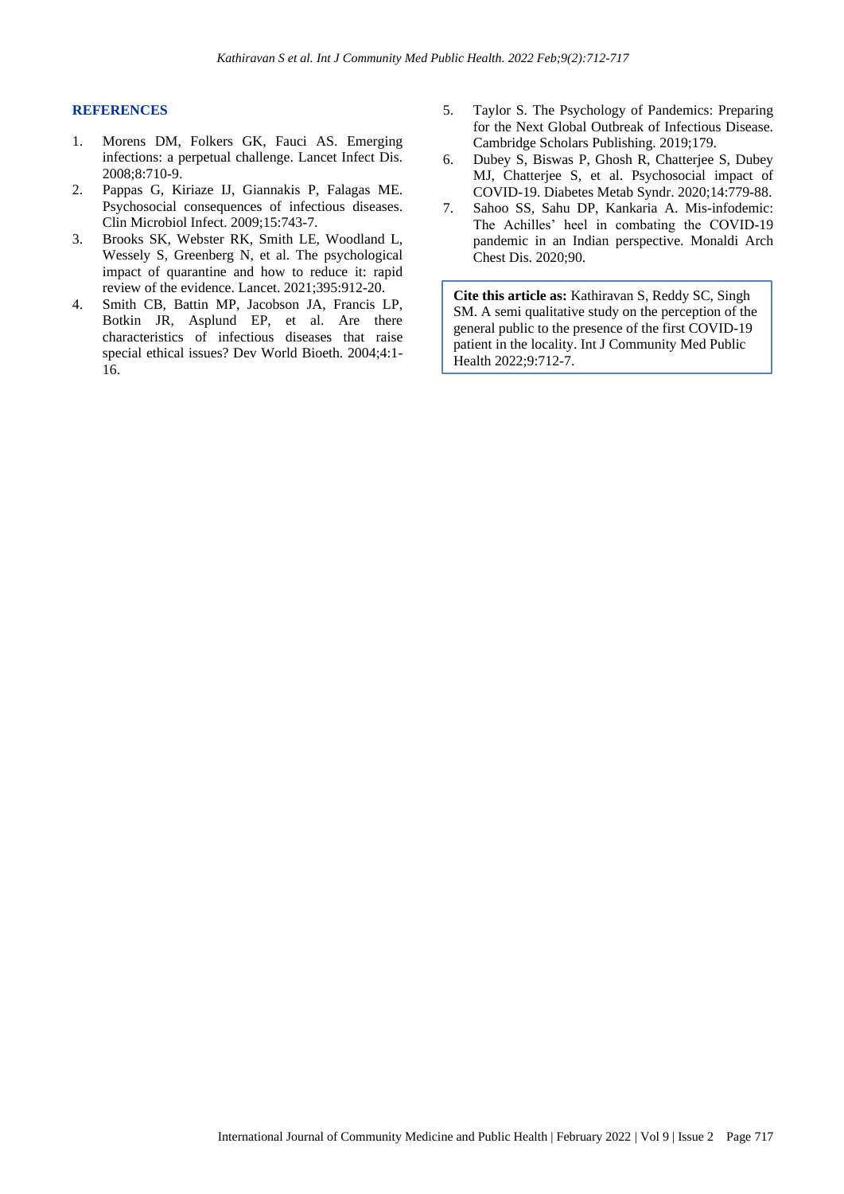## REFERENCES

1. Morens DM, Folkers GK, Fauci AS. Emerging infections: a perpetual challenge. Lancet Infect Dis. 2008;8:710-9.
2. Pappas G, Kiriaze IJ, Giannakis P, Falagas ME. Psychosocial consequences of infectious diseases. Clin Microbiol Infect. 2009;15:743-7.
3. Brooks SK, Webster RK, Smith LE, Woodland L, Wessely S, Greenberg N, et al. The psychological impact of quarantine and how to reduce it: rapid review of the evidence. Lancet. 2021;395:912-20.
4. Smith CB, Battin MP, Jacobson JA, Francis LP, Botkin JR, Asplund EP, et al. Are there characteristics of infectious diseases that raise special ethical issues? Dev World Bioeth. 2004;4:1-16.
5. Taylor S. The Psychology of Pandemics: Preparing for the Next Global Outbreak of Infectious Disease. Cambridge Scholars Publishing. 2019;179.
6. Dubey S, Biswas P, Ghosh R, Chatterjee S, Dubey MJ, Chatterjee S, et al. Psychosocial impact of COVID-19. Diabetes Metab Syndr. 2020;14:779-88.
7. Sahoo SS, Sahu DP, Kankaria A. Mis-infodemic: The Achilles' heel in combating the COVID-19 pandemic in an Indian perspective. Monaldi Arch Chest Dis. 2020;90.

**Cite this article as:** Kathiravan S, Reddy SC, Singh SM. A semi qualitative study on the perception of the general public to the presence of the first COVID-19 patient in the locality. Int J Community Med Public Health 2022;9:712-7.